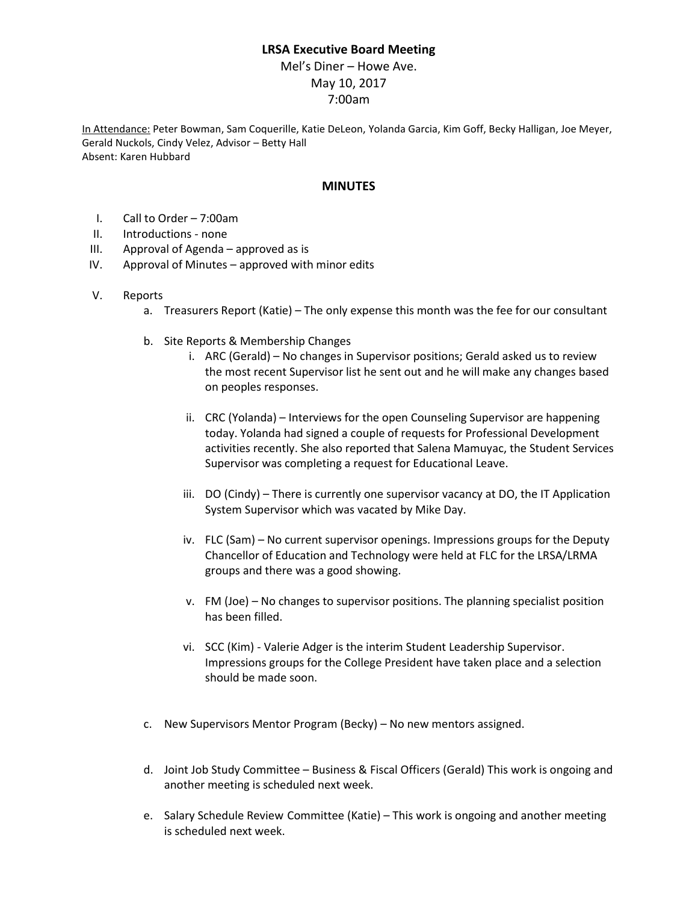**LRSA Executive Board Meeting**

Mel's Diner – Howe Ave.
May 10, 2017
7:00am

In Attendance: Peter Bowman, Sam Coquerille, Katie DeLeon, Yolanda Garcia, Kim Goff, Becky Halligan, Joe Meyer, Gerald Nuckols, Cindy Velez, Advisor – Betty Hall
Absent: Karen Hubbard

## MINUTES

I. Call to Order – 7:00am

II. Introductions - none

III. Approval of Agenda – approved as is

IV. Approval of Minutes – approved with minor edits

V. Reports

   a. Treasurers Report (Katie) – The only expense this month was the fee for our consultant

   b. Site Reports & Membership Changes

      i. ARC (Gerald) – No changes in Supervisor positions; Gerald asked us to review the most recent Supervisor list he sent out and he will make any changes based on peoples responses.

      ii. CRC (Yolanda) – Interviews for the open Counseling Supervisor are happening today. Yolanda had signed a couple of requests for Professional Development activities recently. She also reported that Salena Mamuyac, the Student Services Supervisor was completing a request for Educational Leave.

      iii. DO (Cindy) – There is currently one supervisor vacancy at DO, the IT Application System Supervisor which was vacated by Mike Day.

      iv. FLC (Sam) – No current supervisor openings. Impressions groups for the Deputy Chancellor of Education and Technology were held at FLC for the LRSA/LRMA groups and there was a good showing.

      v. FM (Joe) – No changes to supervisor positions. The planning specialist position has been filled.

      vi. SCC (Kim) - Valerie Adger is the interim Student Leadership Supervisor. Impressions groups for the College President have taken place and a selection should be made soon.

   c. New Supervisors Mentor Program (Becky) – No new mentors assigned.

   d. Joint Job Study Committee – Business & Fiscal Officers (Gerald) This work is ongoing and another meeting is scheduled next week.

   e. Salary Schedule Review Committee (Katie) – This work is ongoing and another meeting is scheduled next week.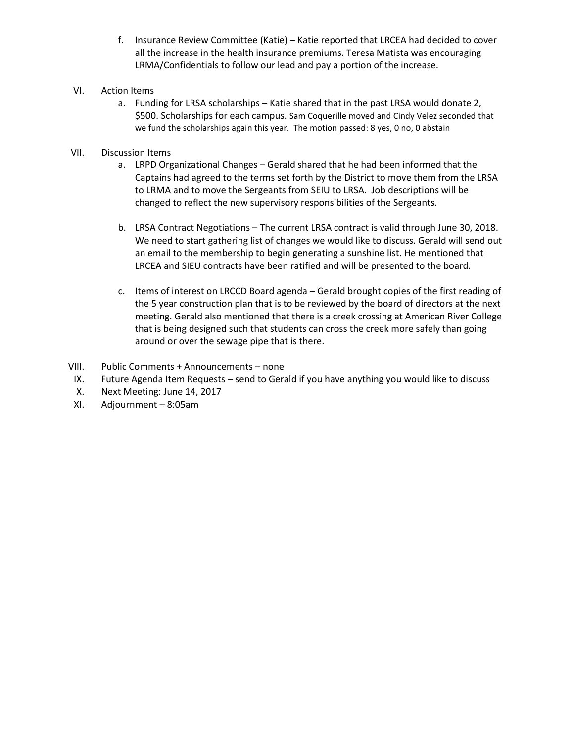f. Insurance Review Committee (Katie) – Katie reported that LRCEA had decided to cover all the increase in the health insurance premiums. Teresa Matista was encouraging LRMA/Confidentials to follow our lead and pay a portion of the increase.

VI. Action Items

a. Funding for LRSA scholarships – Katie shared that in the past LRSA would donate 2, $500. Scholarships for each campus. Sam Coquerille moved and Cindy Velez seconded that we fund the scholarships again this year. The motion passed: 8 yes, 0 no, 0 abstain

VII. Discussion Items

a. LRPD Organizational Changes – Gerald shared that he had been informed that the Captains had agreed to the terms set forth by the District to move them from the LRSA to LRMA and to move the Sergeants from SEIU to LRSA. Job descriptions will be changed to reflect the new supervisory responsibilities of the Sergeants.

b. LRSA Contract Negotiations – The current LRSA contract is valid through June 30, 2018. We need to start gathering list of changes we would like to discuss. Gerald will send out an email to the membership to begin generating a sunshine list. He mentioned that LRCEA and SIEU contracts have been ratified and will be presented to the board.

c. Items of interest on LRCCD Board agenda – Gerald brought copies of the first reading of the 5 year construction plan that is to be reviewed by the board of directors at the next meeting. Gerald also mentioned that there is a creek crossing at American River College that is being designed such that students can cross the creek more safely than going around or over the sewage pipe that is there.

VIII. Public Comments + Announcements – none

IX. Future Agenda Item Requests – send to Gerald if you have anything you would like to discuss

X. Next Meeting: June 14, 2017

XI. Adjournment – 8:05am